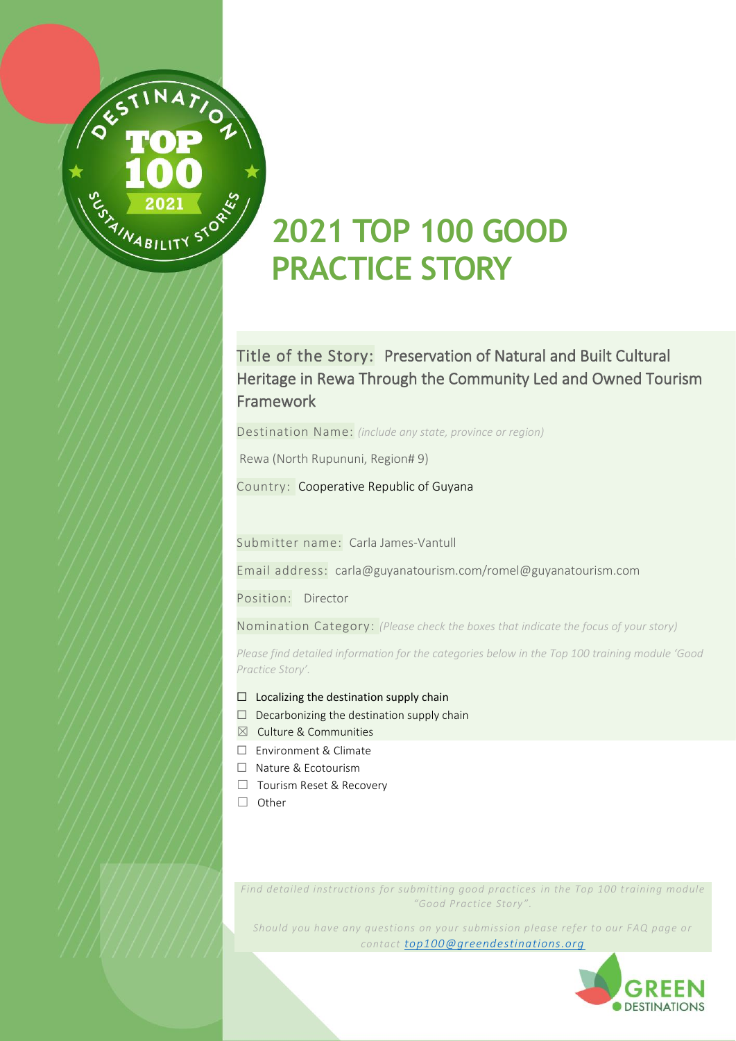# 2021 TOP 100 GOOD PRACTICE STORY

Title of the Story: Preservation of Natural and Built Cultural Heritage in Rewa Through the Community Led and Owned Tourism Framework

Destination Name: *(include any state, province or region)*

Rewa (North Rupununi, Region# 9)

Country: Cooperative Republic of Guyana

Submitter name: Carla James-Vantull

Email address: carla@guyanatourism.com/romel@guyanatourism.com

Position: Director

Nomination Category: *(Please check the boxes that indicate the focus of your story)*

*Please find detailed information for the categories below in the Top 100 training module 'Good Practice Story'.*

- ☐ Localizing the destination supply chain
- ☐ Decarbonizing the destination supply chain
- ☒ Culture & Communities
- ☐ Environment & Climate
- ☐ Nature & Ecotourism
- ☐ Tourism Reset & Recovery
- ☐ Other

*Find detailed instructions for submitting good practices in the Top 100 training module "Good Practice Story".*

*Should you have any questions on your submission please refer to our FAQ page or contact [top100@greendestinations.org](mailto:top100@greendestinations.org)*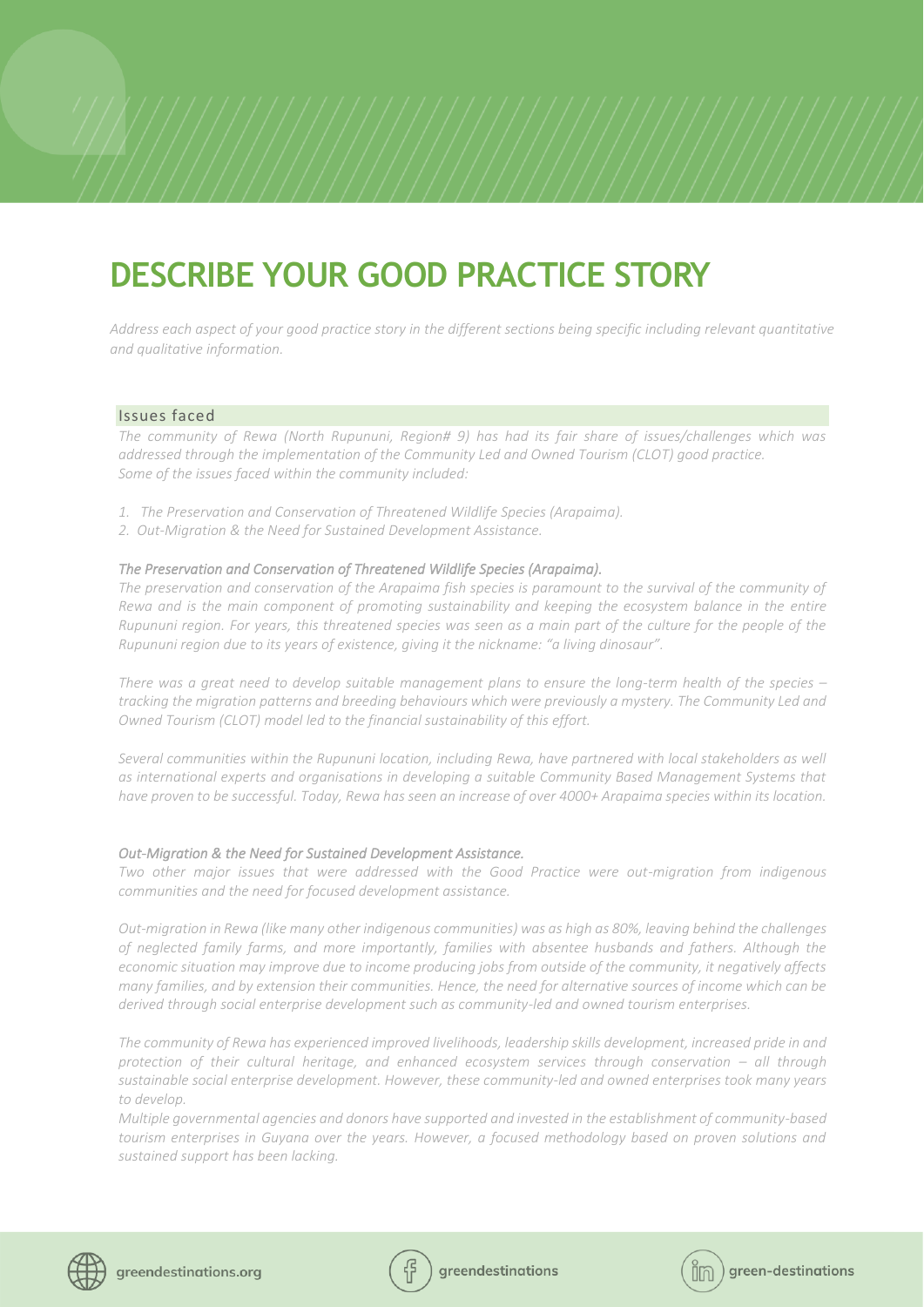# DESCRIBE YOUR GOOD PRACTICE STORY

*Address each aspect of your good practice story in the different sections being specific including relevant quantitative and qualitative information.*

## Issues faced

*The community of Rewa (North Rupununi, Region# 9) has had its fair share of issues/challenges which was addressed through the implementation of the Community Led and Owned Tourism (CLOT) good practice. Some of the issues faced within the community included:*

1. *The Preservation and Conservation of Threatened Wildlife Species (Arapaima).*
2. *Out-Migration & the Need for Sustained Development Assistance.*

***The Preservation and Conservation of Threatened Wildlife Species (Arapaima).***

*The preservation and conservation of the Arapaima fish species is paramount to the survival of the community of Rewa and is the main component of promoting sustainability and keeping the ecosystem balance in the entire Rupununi region. For years, this threatened species was seen as a main part of the culture for the people of the Rupununi region due to its years of existence, giving it the nickname: "a living dinosaur".*

*There was a great need to develop suitable management plans to ensure the long-term health of the species – tracking the migration patterns and breeding behaviours which were previously a mystery. The Community Led and Owned Tourism (CLOT) model led to the financial sustainability of this effort.*

*Several communities within the Rupununi location, including Rewa, have partnered with local stakeholders as well as international experts and organisations in developing a suitable Community Based Management Systems that have proven to be successful. Today, Rewa has seen an increase of over 4000+ Arapaima species within its location.*

***Out-Migration & the Need for Sustained Development Assistance.***

*Two other major issues that were addressed with the Good Practice were out-migration from indigenous communities and the need for focused development assistance.*

*Out-migration in Rewa (like many other indigenous communities) was as high as 80%, leaving behind the challenges of neglected family farms, and more importantly, families with absentee husbands and fathers. Although the economic situation may improve due to income producing jobs from outside of the community, it negatively affects many families, and by extension their communities. Hence, the need for alternative sources of income which can be derived through social enterprise development such as community-led and owned tourism enterprises.*

*The community of Rewa has experienced improved livelihoods, leadership skills development, increased pride in and protection of their cultural heritage, and enhanced ecosystem services through conservation – all through sustainable social enterprise development. However, these community-led and owned enterprises took many years to develop.*

*Multiple governmental agencies and donors have supported and invested in the establishment of community-based tourism enterprises in Guyana over the years. However, a focused methodology based on proven solutions and sustained support has been lacking.*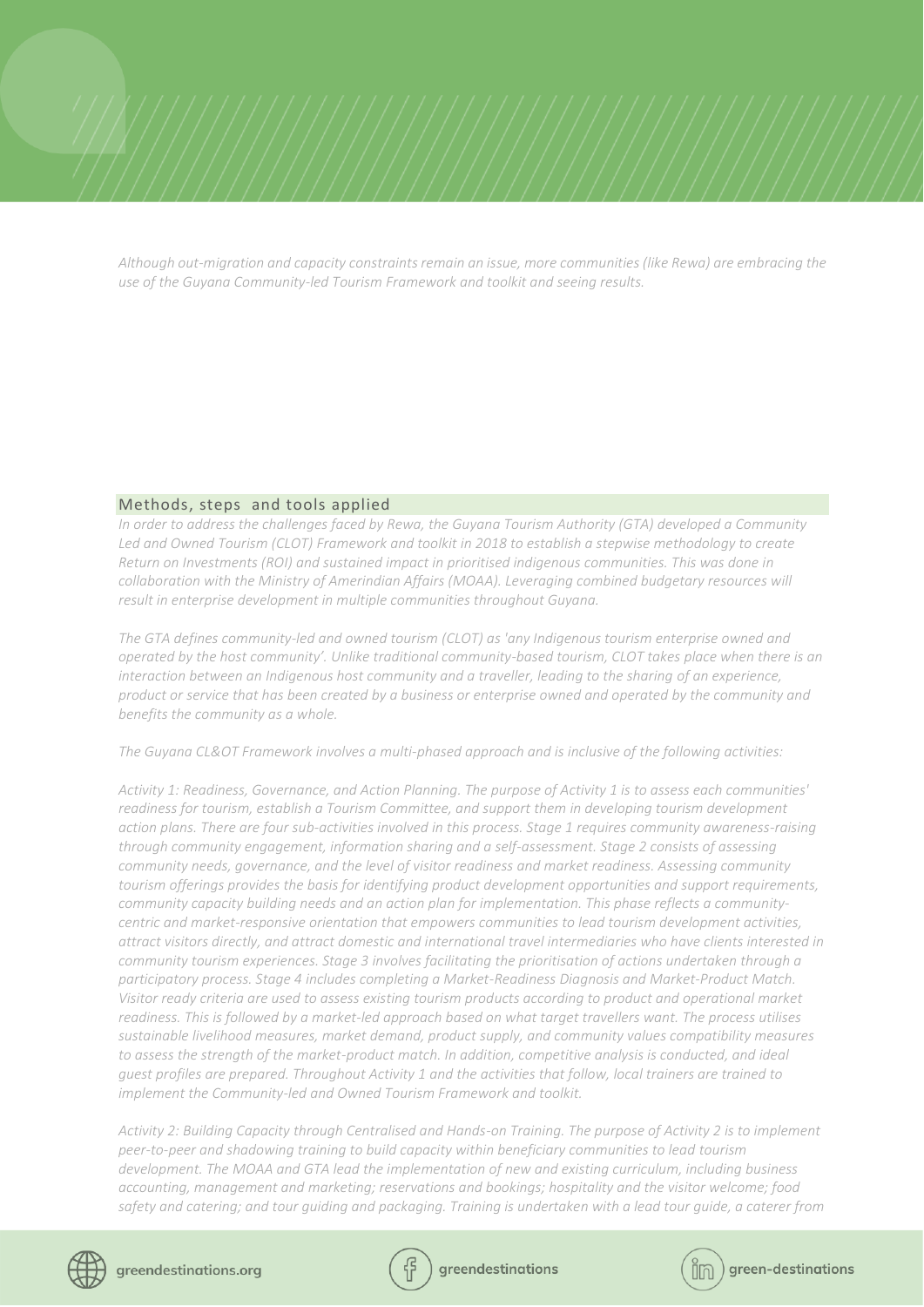*Although out-migration and capacity constraints remain an issue, more communities (like Rewa) are embracing the use of the Guyana Community-led Tourism Framework and toolkit and seeing results.*

## Methods, steps and tools applied

*In order to address the challenges faced by Rewa, the Guyana Tourism Authority (GTA) developed a Community Led and Owned Tourism (CLOT) Framework and toolkit in 2018 to establish a stepwise methodology to create Return on Investments (ROI) and sustained impact in prioritised indigenous communities. This was done in collaboration with the Ministry of Amerindian Affairs (MOAA). Leveraging combined budgetary resources will result in enterprise development in multiple communities throughout Guyana.*

*The GTA defines community-led and owned tourism (CLOT) as 'any Indigenous tourism enterprise owned and operated by the host community'. Unlike traditional community-based tourism, CLOT takes place when there is an interaction between an Indigenous host community and a traveller, leading to the sharing of an experience, product or service that has been created by a business or enterprise owned and operated by the community and benefits the community as a whole.*

*The Guyana CL&OT Framework involves a multi-phased approach and is inclusive of the following activities:*

*Activity 1: Readiness, Governance, and Action Planning. The purpose of Activity 1 is to assess each communities' readiness for tourism, establish a Tourism Committee, and support them in developing tourism development action plans. There are four sub-activities involved in this process. Stage 1 requires community awareness-raising through community engagement, information sharing and a self-assessment. Stage 2 consists of assessing community needs, governance, and the level of visitor readiness and market readiness. Assessing community tourism offerings provides the basis for identifying product development opportunities and support requirements, community capacity building needs and an action plan for implementation. This phase reflects a community-centric and market-responsive orientation that empowers communities to lead tourism development activities, attract visitors directly, and attract domestic and international travel intermediaries who have clients interested in community tourism experiences. Stage 3 involves facilitating the prioritisation of actions undertaken through a participatory process. Stage 4 includes completing a Market-Readiness Diagnosis and Market-Product Match. Visitor ready criteria are used to assess existing tourism products according to product and operational market readiness. This is followed by a market-led approach based on what target travellers want. The process utilises sustainable livelihood measures, market demand, product supply, and community values compatibility measures to assess the strength of the market-product match. In addition, competitive analysis is conducted, and ideal guest profiles are prepared. Throughout Activity 1 and the activities that follow, local trainers are trained to implement the Community-led and Owned Tourism Framework and toolkit.*

*Activity 2: Building Capacity through Centralised and Hands-on Training. The purpose of Activity 2 is to implement peer-to-peer and shadowing training to build capacity within beneficiary communities to lead tourism development. The MOAA and GTA lead the implementation of new and existing curriculum, including business accounting, management and marketing; reservations and bookings; hospitality and the visitor welcome; food safety and catering; and tour guiding and packaging. Training is undertaken with a lead tour guide, a caterer from*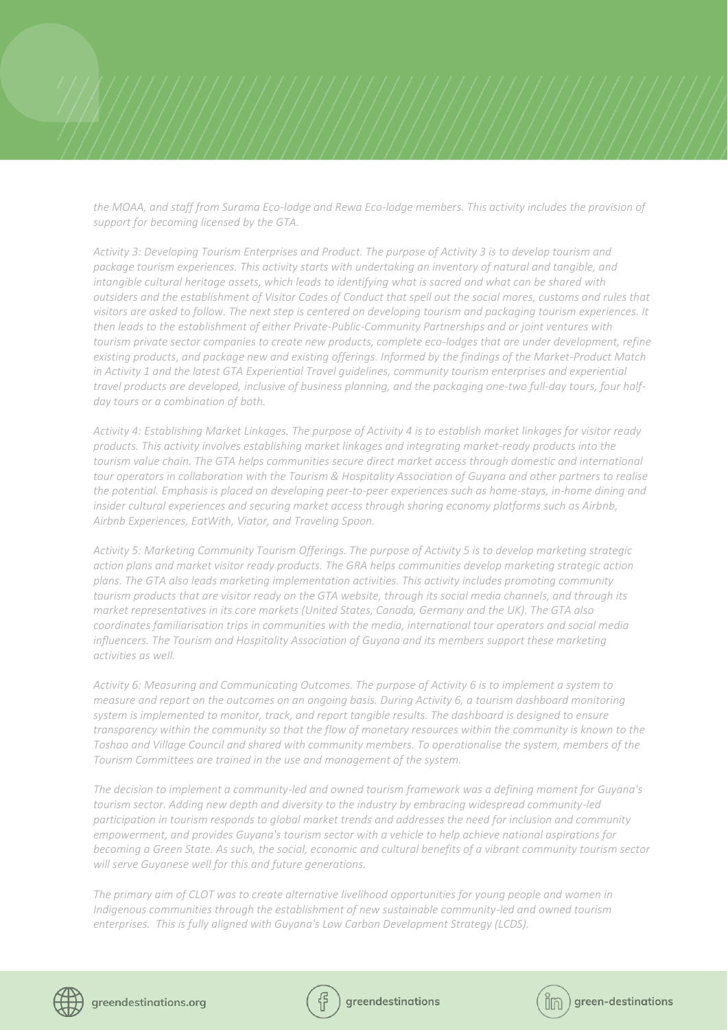*the MOAA, and staff from Surama Eco-lodge and Rewa Eco-lodge members. This activity includes the provision of support for becoming licensed by the GTA.*

*Activity 3: Developing Tourism Enterprises and Product. The purpose of Activity 3 is to develop tourism and package tourism experiences. This activity starts with undertaking an inventory of natural and tangible, and intangible cultural heritage assets, which leads to identifying what is sacred and what can be shared with outsiders and the establishment of Visitor Codes of Conduct that spell out the social mores, customs and rules that visitors are asked to follow. The next step is centered on developing tourism and packaging tourism experiences. It then leads to the establishment of either Private-Public-Community Partnerships and or joint ventures with tourism private sector companies to create new products, complete eco-lodges that are under development, refine existing products, and package new and existing offerings. Informed by the findings of the Market-Product Match in Activity 1 and the latest GTA Experiential Travel guidelines, community tourism enterprises and experiential travel products are developed, inclusive of business planning, and the packaging one-two full-day tours, four half-day tours or a combination of both.*

*Activity 4: Establishing Market Linkages. The purpose of Activity 4 is to establish market linkages for visitor ready products. This activity involves establishing market linkages and integrating market-ready products into the tourism value chain. The GTA helps communities secure direct market access through domestic and international tour operators in collaboration with the Tourism & Hospitality Association of Guyana and other partners to realise the potential. Emphasis is placed on developing peer-to-peer experiences such as home-stays, in-home dining and insider cultural experiences and securing market access through sharing economy platforms such as Airbnb, Airbnb Experiences, EatWith, Viator, and Traveling Spoon.*

*Activity 5: Marketing Community Tourism Offerings. The purpose of Activity 5 is to develop marketing strategic action plans and market visitor ready products. The GRA helps communities develop marketing strategic action plans. The GTA also leads marketing implementation activities. This activity includes promoting community tourism products that are visitor ready on the GTA website, through its social media channels, and through its market representatives in its core markets (United States, Canada, Germany and the UK). The GTA also coordinates familiarisation trips in communities with the media, international tour operators and social media influencers. The Tourism and Hospitality Association of Guyana and its members support these marketing activities as well.*

*Activity 6: Measuring and Communicating Outcomes. The purpose of Activity 6 is to implement a system to measure and report on the outcomes on an ongoing basis. During Activity 6, a tourism dashboard monitoring system is implemented to monitor, track, and report tangible results. The dashboard is designed to ensure transparency within the community so that the flow of monetary resources within the community is known to the Toshao and Village Council and shared with community members. To operationalise the system, members of the Tourism Committees are trained in the use and management of the system.*

*The decision to implement a community-led and owned tourism framework was a defining moment for Guyana's tourism sector. Adding new depth and diversity to the industry by embracing widespread community-led participation in tourism responds to global market trends and addresses the need for inclusion and community empowerment, and provides Guyana's tourism sector with a vehicle to help achieve national aspirations for becoming a Green State. As such, the social, economic and cultural benefits of a vibrant community tourism sector will serve Guyanese well for this and future generations.*

*The primary aim of CLOT was to create alternative livelihood opportunities for young people and women in Indigenous communities through the establishment of new sustainable community-led and owned tourism enterprises. This is fully aligned with Guyana's Low Carbon Development Strategy (LCDS).*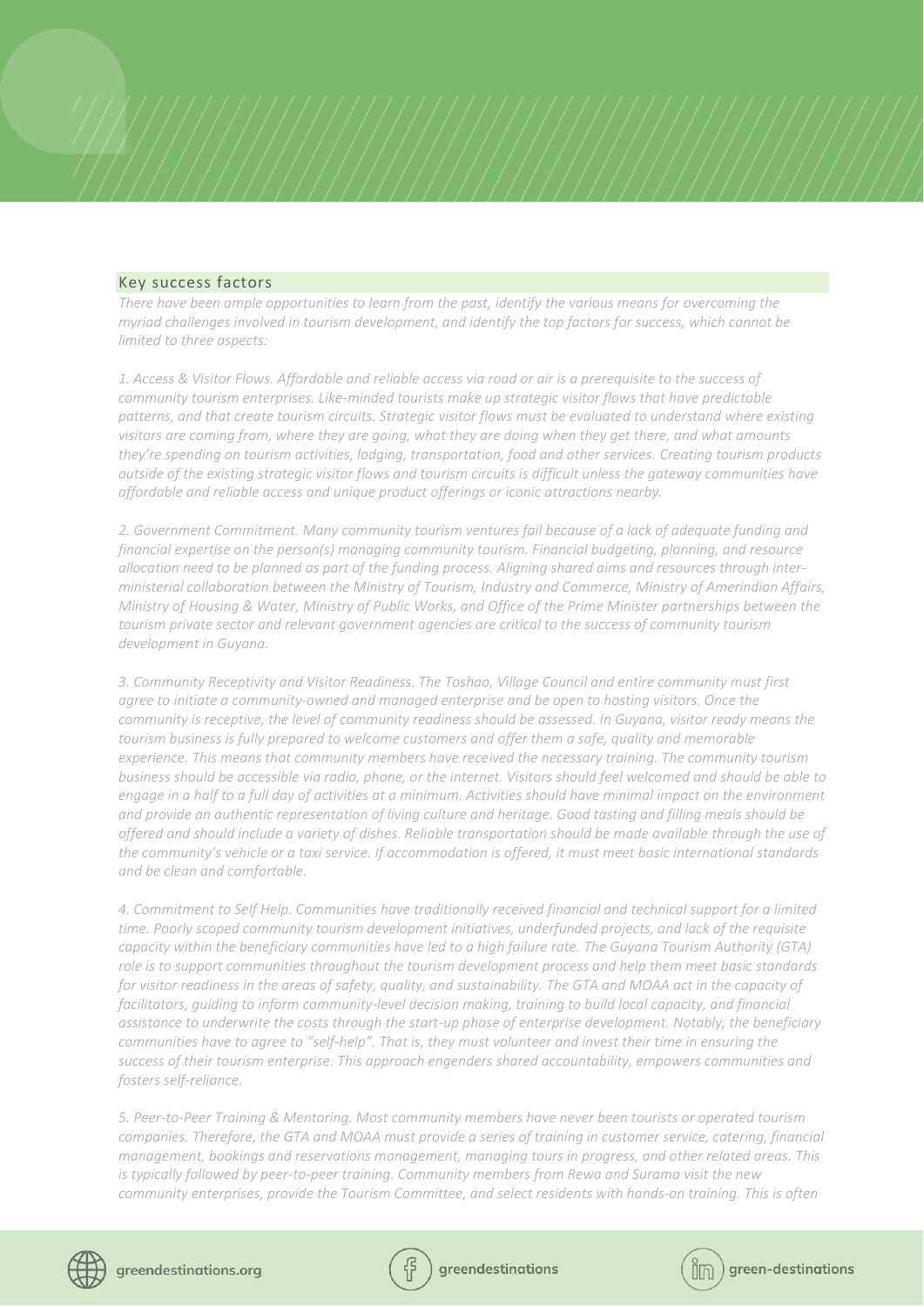## Key success factors

*There have been ample opportunities to learn from the past, identify the various means for overcoming the myriad challenges involved in tourism development, and identify the top factors for success, which cannot be limited to three aspects:*

*1. Access & Visitor Flows. Affordable and reliable access via road or air is a prerequisite to the success of community tourism enterprises. Like-minded tourists make up strategic visitor flows that have predictable patterns, and that create tourism circuits. Strategic visitor flows must be evaluated to understand where existing visitors are coming from, where they are going, what they are doing when they get there, and what amounts they're spending on tourism activities, lodging, transportation, food and other services. Creating tourism products outside of the existing strategic visitor flows and tourism circuits is difficult unless the gateway communities have affordable and reliable access and unique product offerings or iconic attractions nearby.*

*2. Government Commitment. Many community tourism ventures fail because of a lack of adequate funding and financial expertise on the person(s) managing community tourism. Financial budgeting, planning, and resource allocation need to be planned as part of the funding process. Aligning shared aims and resources through inter-ministerial collaboration between the Ministry of Tourism, Industry and Commerce, Ministry of Amerindian Affairs, Ministry of Housing & Water, Ministry of Public Works, and Office of the Prime Minister partnerships between the tourism private sector and relevant government agencies are critical to the success of community tourism development in Guyana.*

*3. Community Receptivity and Visitor Readiness. The Toshao, Village Council and entire community must first agree to initiate a community-owned and managed enterprise and be open to hosting visitors. Once the community is receptive, the level of community readiness should be assessed. In Guyana, visitor ready means the tourism business is fully prepared to welcome customers and offer them a safe, quality and memorable experience. This means that community members have received the necessary training. The community tourism business should be accessible via radio, phone, or the internet. Visitors should feel welcomed and should be able to engage in a half to a full day of activities at a minimum. Activities should have minimal impact on the environment and provide an authentic representation of living culture and heritage. Good tasting and filling meals should be offered and should include a variety of dishes. Reliable transportation should be made available through the use of the community's vehicle or a taxi service. If accommodation is offered, it must meet basic international standards and be clean and comfortable.*

*4. Commitment to Self Help. Communities have traditionally received financial and technical support for a limited time. Poorly scoped community tourism development initiatives, underfunded projects, and lack of the requisite capacity within the beneficiary communities have led to a high failure rate. The Guyana Tourism Authority (GTA) role is to support communities throughout the tourism development process and help them meet basic standards for visitor readiness in the areas of safety, quality, and sustainability. The GTA and MOAA act in the capacity of facilitators, guiding to inform community-level decision making, training to build local capacity, and financial assistance to underwrite the costs through the start-up phase of enterprise development. Notably, the beneficiary communities have to agree to "self-help". That is, they must volunteer and invest their time in ensuring the success of their tourism enterprise. This approach engenders shared accountability, empowers communities and fosters self-reliance.*

*5. Peer-to-Peer Training & Mentoring. Most community members have never been tourists or operated tourism companies. Therefore, the GTA and MOAA must provide a series of training in customer service, catering, financial management, bookings and reservations management, managing tours in progress, and other related areas. This is typically followed by peer-to-peer training. Community members from Rewa and Surama visit the new community enterprises, provide the Tourism Committee, and select residents with hands-on training. This is often*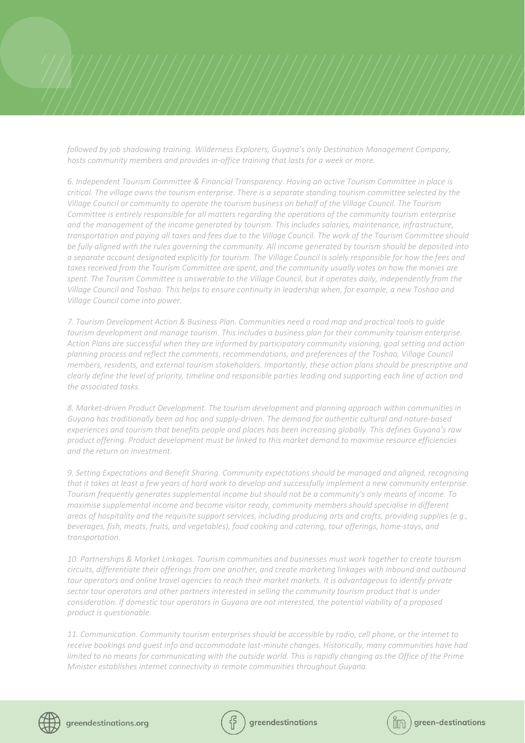*followed by job shadowing training. Wilderness Explorers, Guyana's only Destination Management Company, hosts community members and provides in-office training that lasts for a week or more.*

*6. Independent Tourism Committee & Financial Transparency. Having an active Tourism Committee in place is critical. The village owns the tourism enterprise. There is a separate standing tourism committee selected by the Village Council or community to operate the tourism business on behalf of the Village Council. The Tourism Committee is entirely responsible for all matters regarding the operations of the community tourism enterprise and the management of the income generated by tourism. This includes salaries, maintenance, infrastructure, transportation and paying all taxes and fees due to the Village Council. The work of the Tourism Committee should be fully aligned with the rules governing the community. All income generated by tourism should be deposited into a separate account designated explicitly for tourism. The Village Council is solely responsible for how the fees and taxes received from the Tourism Committee are spent, and the community usually votes on how the monies are spent. The Tourism Committee is answerable to the Village Council, but it operates daily, independently from the Village Council and Toshao. This helps to ensure continuity in leadership when, for example, a new Toshao and Village Council come into power.*

*7. Tourism Development Action & Business Plan. Communities need a road map and practical tools to guide tourism development and manage tourism. This includes a business plan for their community tourism enterprise. Action Plans are successful when they are informed by participatory community visioning, goal setting and action planning process and reflect the comments, recommendations, and preferences of the Toshao, Village Council members, residents, and external tourism stakeholders. Importantly, these action plans should be prescriptive and clearly define the level of priority, timeline and responsible parties leading and supporting each line of action and the associated tasks.*

*8. Market-driven Product Development. The tourism development and planning approach within communities in Guyana has traditionally been ad hoc and supply-driven. The demand for authentic cultural and nature-based experiences and tourism that benefits people and places has been increasing globally. This defines Guyana's raw product offering. Product development must be linked to this market demand to maximise resource efficiencies and the return on investment.*

*9. Setting Expectations and Benefit Sharing. Community expectations should be managed and aligned, recognising that it takes at least a few years of hard work to develop and successfully implement a new community enterprise. Tourism frequently generates supplemental income but should not be a community's only means of income. To maximise supplemental income and become visitor ready, community members should specialise in different areas of hospitality and the requisite support services, including producing arts and crafts, providing supplies (e.g., beverages, fish, meats, fruits, and vegetables), food cooking and catering, tour offerings, home-stays, and transportation.*

*10. Partnerships & Market Linkages. Tourism communities and businesses must work together to create tourism circuits, differentiate their offerings from one another, and create marketing linkages with inbound and outbound tour operators and online travel agencies to reach their market markets. It is advantageous to identify private sector tour operators and other partners interested in selling the community tourism product that is under consideration. If domestic tour operators in Guyana are not interested, the potential viability of a proposed product is questionable.*

*11. Communication. Community tourism enterprises should be accessible by radio, cell phone, or the internet to receive bookings and guest info and accommodate last-minute changes. Historically, many communities have had limited to no means for communicating with the outside world. This is rapidly changing as the Office of the Prime Minister establishes internet connectivity in remote communities throughout Guyana.*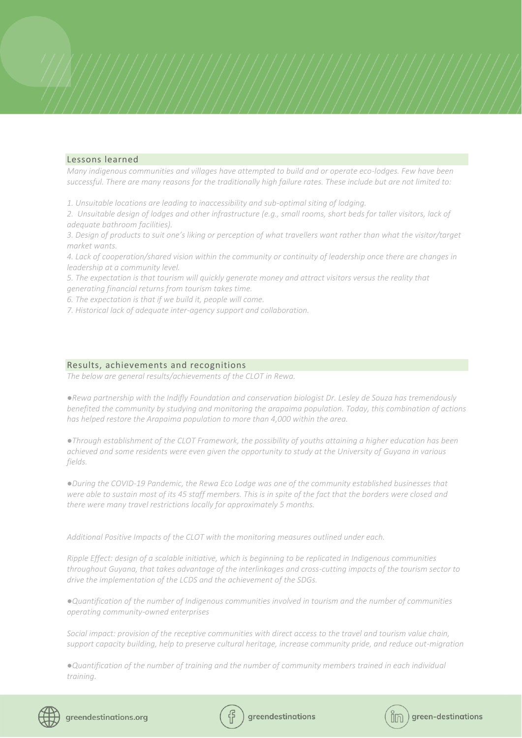## Lessons learned

*Many indigenous communities and villages have attempted to build and or operate eco-lodges. Few have been successful. There are many reasons for the traditionally high failure rates. These include but are not limited to:*

*1. Unsuitable locations are leading to inaccessibility and sub-optimal siting of lodging.*
*2. Unsuitable design of lodges and other infrastructure (e.g., small rooms, short beds for taller visitors, lack of adequate bathroom facilities).*
*3. Design of products to suit one's liking or perception of what travellers want rather than what the visitor/target market wants.*
*4. Lack of cooperation/shared vision within the community or continuity of leadership once there are changes in leadership at a community level.*
*5. The expectation is that tourism will quickly generate money and attract visitors versus the reality that generating financial returns from tourism takes time.*
*6. The expectation is that if we build it, people will come.*
*7. Historical lack of adequate inter-agency support and collaboration.*

## Results, achievements and recognitions

*The below are general results/achievements of the CLOT in Rewa.*

- *Rewa partnership with the Indifly Foundation and conservation biologist Dr. Lesley de Souza has tremendously benefited the community by studying and monitoring the arapaima population. Today, this combination of actions has helped restore the Arapaima population to more than 4,000 within the area.*

- *Through establishment of the CLOT Framework, the possibility of youths attaining a higher education has been achieved and some residents were even given the opportunity to study at the University of Guyana in various fields.*

- *During the COVID-19 Pandemic, the Rewa Eco Lodge was one of the community established businesses that were able to sustain most of its 45 staff members. This is in spite of the fact that the borders were closed and there were many travel restrictions locally for approximately 5 months.*

*Additional Positive Impacts of the CLOT with the monitoring measures outlined under each.*

*Ripple Effect: design of a scalable initiative, which is beginning to be replicated in Indigenous communities throughout Guyana, that takes advantage of the interlinkages and cross-cutting impacts of the tourism sector to drive the implementation of the LCDS and the achievement of the SDGs.*

- *Quantification of the number of Indigenous communities involved in tourism and the number of communities operating community-owned enterprises*

*Social impact: provision of the receptive communities with direct access to the travel and tourism value chain, support capacity building, help to preserve cultural heritage, increase community pride, and reduce out-migration*

- *Quantification of the number of training and the number of community members trained in each individual training.*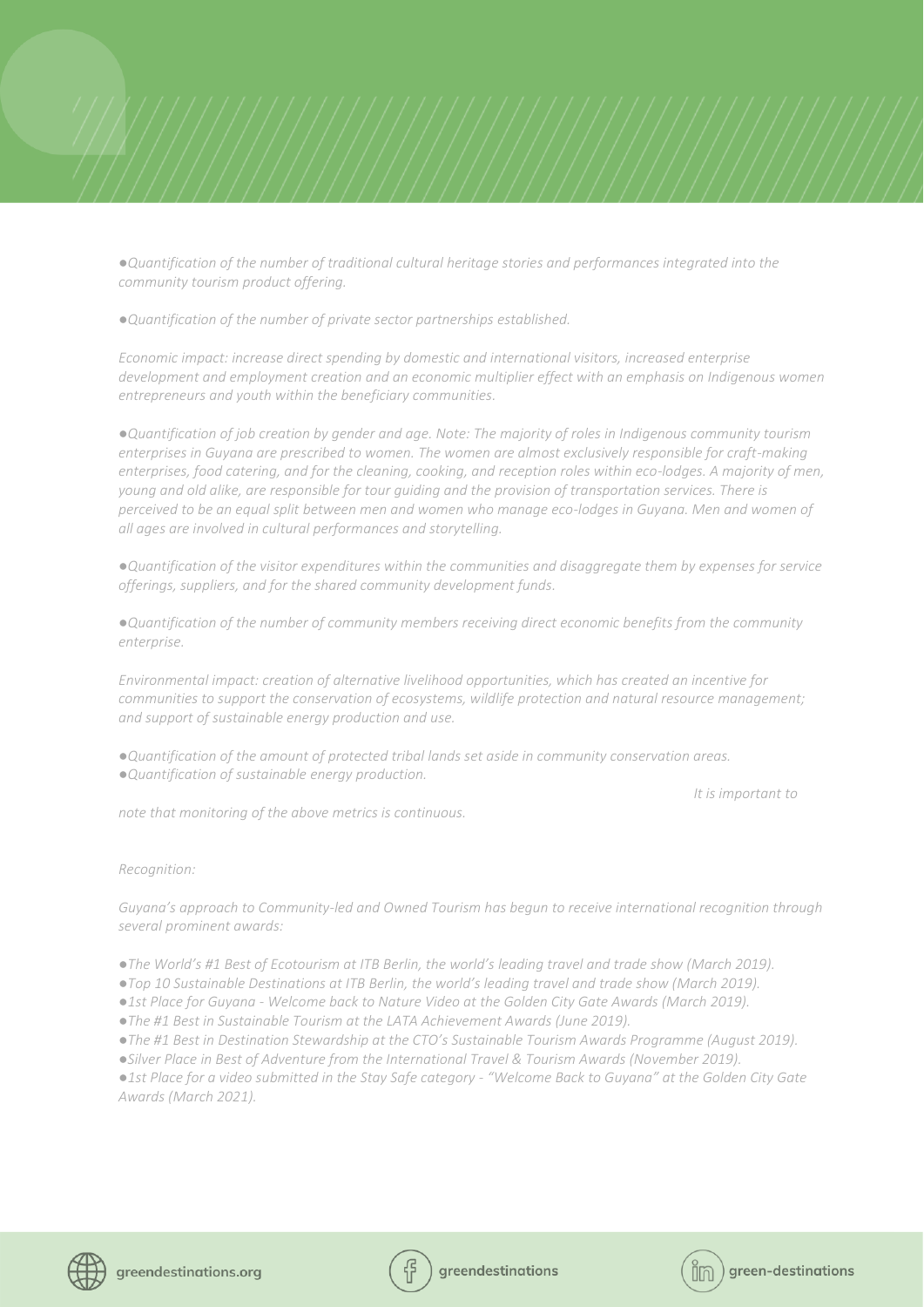*●Quantification of the number of traditional cultural heritage stories and performances integrated into the community tourism product offering.*

*●Quantification of the number of private sector partnerships established.*

*Economic impact: increase direct spending by domestic and international visitors, increased enterprise development and employment creation and an economic multiplier effect with an emphasis on Indigenous women entrepreneurs and youth within the beneficiary communities.*

*●Quantification of job creation by gender and age. Note: The majority of roles in Indigenous community tourism enterprises in Guyana are prescribed to women. The women are almost exclusively responsible for craft-making enterprises, food catering, and for the cleaning, cooking, and reception roles within eco-lodges. A majority of men, young and old alike, are responsible for tour guiding and the provision of transportation services. There is perceived to be an equal split between men and women who manage eco-lodges in Guyana. Men and women of all ages are involved in cultural performances and storytelling.*

*●Quantification of the visitor expenditures within the communities and disaggregate them by expenses for service offerings, suppliers, and for the shared community development funds.*

*●Quantification of the number of community members receiving direct economic benefits from the community enterprise.*

*Environmental impact: creation of alternative livelihood opportunities, which has created an incentive for communities to support the conservation of ecosystems, wildlife protection and natural resource management; and support of sustainable energy production and use.*

*●Quantification of the amount of protected tribal lands set aside in community conservation areas.*
*●Quantification of sustainable energy production.*

*It is important to note that monitoring of the above metrics is continuous.*

*Recognition:*

*Guyana's approach to Community-led and Owned Tourism has begun to receive international recognition through several prominent awards:*

*●The World's #1 Best of Ecotourism at ITB Berlin, the world's leading travel and trade show (March 2019).*
*●Top 10 Sustainable Destinations at ITB Berlin, the world's leading travel and trade show (March 2019).*
*●1st Place for Guyana - Welcome back to Nature Video at the Golden City Gate Awards (March 2019).*
*●The #1 Best in Sustainable Tourism at the LATA Achievement Awards (June 2019).*
*●The #1 Best in Destination Stewardship at the CTO's Sustainable Tourism Awards Programme (August 2019).*
*●Silver Place in Best of Adventure from the International Travel & Tourism Awards (November 2019).*
*●1st Place for a video submitted in the Stay Safe category - "Welcome Back to Guyana" at the Golden City Gate Awards (March 2021).*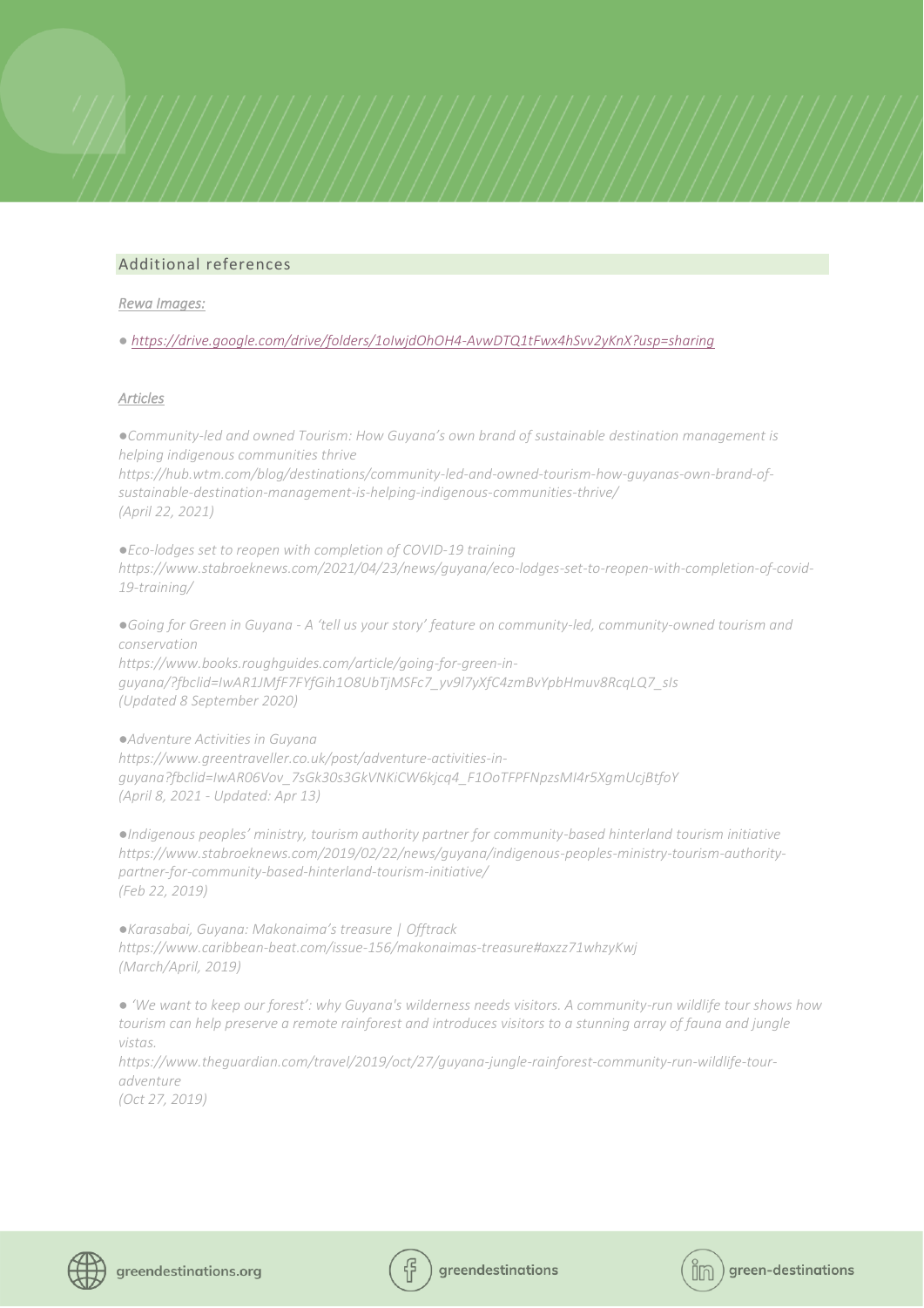## Additional references

*Rewa Images:*

- *https://drive.google.com/drive/folders/1oIwjdOhOH4-AvwDTQ1tFwx4hSvv2yKnX?usp=sharing*

*Articles*

- *Community-led and owned Tourism: How Guyana's own brand of sustainable destination management is helping indigenous communities thrive*
  *https://hub.wtm.com/blog/destinations/community-led-and-owned-tourism-how-guyanas-own-brand-of-sustainable-destination-management-is-helping-indigenous-communities-thrive/*
  *(April 22, 2021)*

- *Eco-lodges set to reopen with completion of COVID-19 training*
  *https://www.stabroeknews.com/2021/04/23/news/guyana/eco-lodges-set-to-reopen-with-completion-of-covid-19-training/*

- *Going for Green in Guyana - A 'tell us your story' feature on community-led, community-owned tourism and conservation*
  *https://www.books.roughguides.com/article/going-for-green-in-guyana/?fbclid=IwAR1JMfF7FYfGih1O8UbTjMSFc7_yv9l7yXfC4zmBvYpbHmuv8RcqLQ7_sIs*
  *(Updated 8 September 2020)*

- *Adventure Activities in Guyana*
  *https://www.greentraveller.co.uk/post/adventure-activities-in-guyana?fbclid=IwAR06Vov_7sGk30s3GkVNKiCW6kjcq4_F1OoTFPFNpzsMI4r5XgmUcjBtfoY*
  *(April 8, 2021 - Updated: Apr 13)*

- *Indigenous peoples' ministry, tourism authority partner for community-based hinterland tourism initiative*
  *https://www.stabroeknews.com/2019/02/22/news/guyana/indigenous-peoples-ministry-tourism-authority-partner-for-community-based-hinterland-tourism-initiative/*
  *(Feb 22, 2019)*

- *Karasabai, Guyana: Makonaima's treasure | Offtrack*
  *https://www.caribbean-beat.com/issue-156/makonaimas-treasure#axzz71whzyKwj*
  *(March/April, 2019)*

- *'We want to keep our forest': why Guyana's wilderness needs visitors. A community-run wildlife tour shows how tourism can help preserve a remote rainforest and introduces visitors to a stunning array of fauna and jungle vistas.*
  *https://www.theguardian.com/travel/2019/oct/27/guyana-jungle-rainforest-community-run-wildlife-tour-adventure*
  *(Oct 27, 2019)*